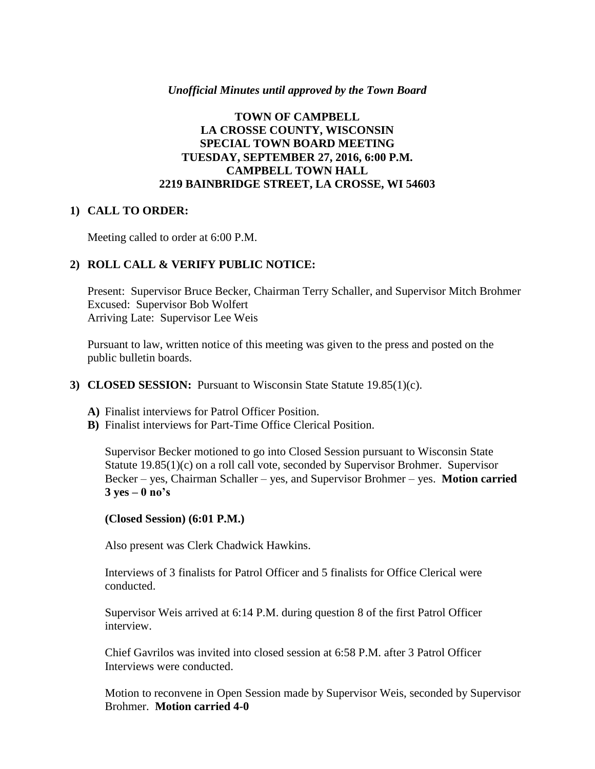*Unofficial Minutes until approved by the Town Board*

**TOWN OF CAMPBELL**
**LA CROSSE COUNTY, WISCONSIN**
**SPECIAL TOWN BOARD MEETING**
**TUESDAY, SEPTEMBER 27, 2016, 6:00 P.M.**
**CAMPBELL TOWN HALL**
**2219 BAINBRIDGE STREET, LA CROSSE, WI 54603**

**1) CALL TO ORDER:**

Meeting called to order at 6:00 P.M.

**2) ROLL CALL & VERIFY PUBLIC NOTICE:**

Present: Supervisor Bruce Becker, Chairman Terry Schaller, and Supervisor Mitch Brohmer
Excused: Supervisor Bob Wolfert
Arriving Late: Supervisor Lee Weis

Pursuant to law, written notice of this meeting was given to the press and posted on the public bulletin boards.

**3) CLOSED SESSION:** Pursuant to Wisconsin State Statute 19.85(1)(c).

**A)** Finalist interviews for Patrol Officer Position.
**B)** Finalist interviews for Part-Time Office Clerical Position.

Supervisor Becker motioned to go into Closed Session pursuant to Wisconsin State Statute 19.85(1)(c) on a roll call vote, seconded by Supervisor Brohmer. Supervisor Becker – yes, Chairman Schaller – yes, and Supervisor Brohmer – yes. **Motion carried 3 yes – 0 no's**

**(Closed Session) (6:01 P.M.)**

Also present was Clerk Chadwick Hawkins.

Interviews of 3 finalists for Patrol Officer and 5 finalists for Office Clerical were conducted.

Supervisor Weis arrived at 6:14 P.M. during question 8 of the first Patrol Officer interview.

Chief Gavrilos was invited into closed session at 6:58 P.M. after 3 Patrol Officer Interviews were conducted.

Motion to reconvene in Open Session made by Supervisor Weis, seconded by Supervisor Brohmer. **Motion carried 4-0**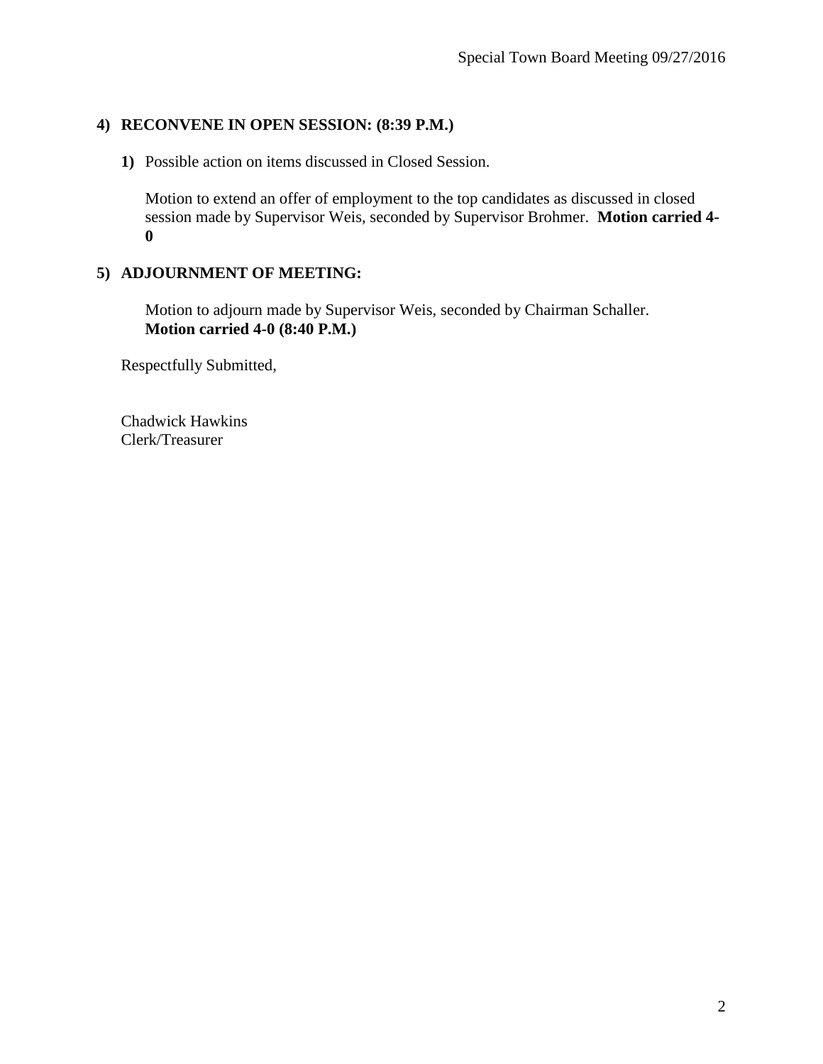**4) RECONVENE IN OPEN SESSION: (8:39 P.M.)**

**1)** Possible action on items discussed in Closed Session.

Motion to extend an offer of employment to the top candidates as discussed in closed session made by Supervisor Weis, seconded by Supervisor Brohmer. **Motion carried 4-0**

**5) ADJOURNMENT OF MEETING:**

Motion to adjourn made by Supervisor Weis, seconded by Chairman Schaller. **Motion carried 4-0 (8:40 P.M.)**

Respectfully Submitted,

Chadwick Hawkins
Clerk/Treasurer